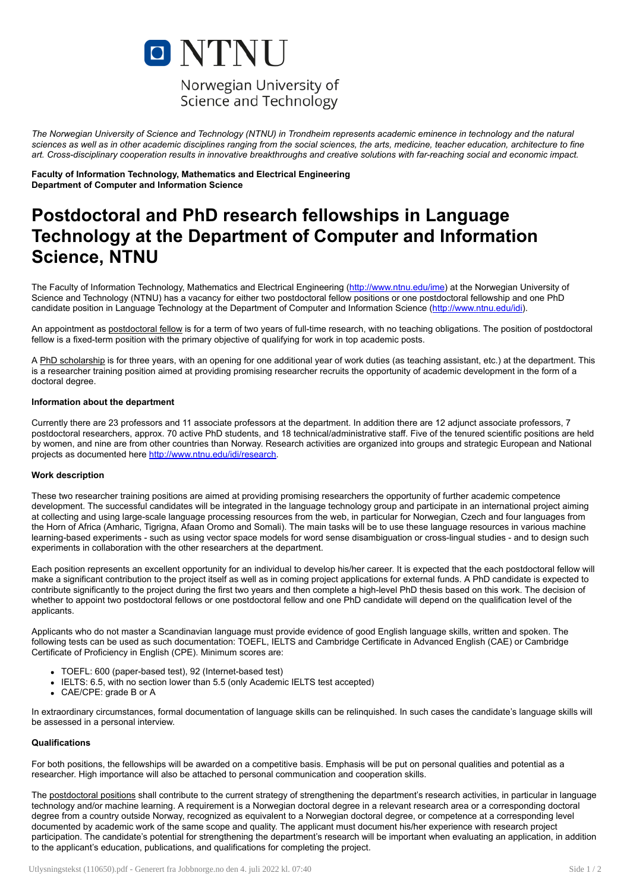# NTNU

Norwegian University of Science and Technology

*The Norwegian University of Science and Technology (NTNU) in Trondheim represents academic eminence in technology and the natural sciences as well as in other academic disciplines ranging from the social sciences, the arts, medicine, teacher education, architecture to fine art. Cross-disciplinary cooperation results in innovative breakthroughs and creative solutions with far-reaching social and economic impact.*

**Faculty of Information Technology, Mathematics and Electrical Engineering**
**Department of Computer and Information Science**

# Postdoctoral and PhD research fellowships in Language Technology at the Department of Computer and Information Science, NTNU

The Faculty of Information Technology, Mathematics and Electrical Engineering (http://www.ntnu.edu/ime) at the Norwegian University of Science and Technology (NTNU) has a vacancy for either two postdoctoral fellow positions or one postdoctoral fellowship and one PhD candidate position in Language Technology at the Department of Computer and Information Science (http://www.ntnu.edu/idi).

An appointment as postdoctoral fellow is for a term of two years of full-time research, with no teaching obligations. The position of postdoctoral fellow is a fixed-term position with the primary objective of qualifying for work in top academic posts.

A PhD scholarship is for three years, with an opening for one additional year of work duties (as teaching assistant, etc.) at the department. This is a researcher training position aimed at providing promising researcher recruits the opportunity of academic development in the form of a doctoral degree.

**Information about the department**

Currently there are 23 professors and 11 associate professors at the department. In addition there are 12 adjunct associate professors, 7 postdoctoral researchers, approx. 70 active PhD students, and 18 technical/administrative staff. Five of the tenured scientific positions are held by women, and nine are from other countries than Norway. Research activities are organized into groups and strategic European and National projects as documented here http://www.ntnu.edu/idi/research.

**Work description**

These two researcher training positions are aimed at providing promising researchers the opportunity of further academic competence development. The successful candidates will be integrated in the language technology group and participate in an international project aiming at collecting and using large-scale language processing resources from the web, in particular for Norwegian, Czech and four languages from the Horn of Africa (Amharic, Tigrigna, Afaan Oromo and Somali). The main tasks will be to use these language resources in various machine learning-based experiments - such as using vector space models for word sense disambiguation or cross-lingual studies - and to design such experiments in collaboration with the other researchers at the department.

Each position represents an excellent opportunity for an individual to develop his/her career. It is expected that the each postdoctoral fellow will make a significant contribution to the project itself as well as in coming project applications for external funds. A PhD candidate is expected to contribute significantly to the project during the first two years and then complete a high-level PhD thesis based on this work. The decision of whether to appoint two postdoctoral fellows or one postdoctoral fellow and one PhD candidate will depend on the qualification level of the applicants.

Applicants who do not master a Scandinavian language must provide evidence of good English language skills, written and spoken. The following tests can be used as such documentation: TOEFL, IELTS and Cambridge Certificate in Advanced English (CAE) or Cambridge Certificate of Proficiency in English (CPE). Minimum scores are:

- TOEFL: 600 (paper-based test), 92 (Internet-based test)
- IELTS: 6.5, with no section lower than 5.5 (only Academic IELTS test accepted)
- CAE/CPE: grade B or A

In extraordinary circumstances, formal documentation of language skills can be relinquished. In such cases the candidate's language skills will be assessed in a personal interview.

**Qualifications**

For both positions, the fellowships will be awarded on a competitive basis. Emphasis will be put on personal qualities and potential as a researcher. High importance will also be attached to personal communication and cooperation skills.

The postdoctoral positions shall contribute to the current strategy of strengthening the department's research activities, in particular in language technology and/or machine learning. A requirement is a Norwegian doctoral degree in a relevant research area or a corresponding doctoral degree from a country outside Norway, recognized as equivalent to a Norwegian doctoral degree, or competence at a corresponding level documented by academic work of the same scope and quality. The applicant must document his/her experience with research project participation. The candidate's potential for strengthening the department's research will be important when evaluating an application, in addition to the applicant's education, publications, and qualifications for completing the project.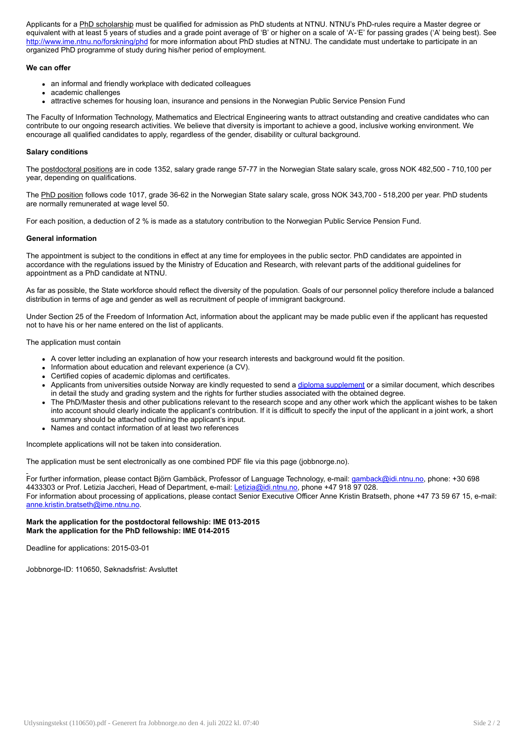Applicants for a PhD scholarship must be qualified for admission as PhD students at NTNU. NTNU's PhD-rules require a Master degree or equivalent with at least 5 years of studies and a grade point average of 'B' or higher on a scale of 'A'-'E' for passing grades ('A' being best). See http://www.ime.ntnu.no/forskning/phd for more information about PhD studies at NTNU. The candidate must undertake to participate in an organized PhD programme of study during his/her period of employment.

**We can offer**

- an informal and friendly workplace with dedicated colleagues
- academic challenges
- attractive schemes for housing loan, insurance and pensions in the Norwegian Public Service Pension Fund

The Faculty of Information Technology, Mathematics and Electrical Engineering wants to attract outstanding and creative candidates who can contribute to our ongoing research activities. We believe that diversity is important to achieve a good, inclusive working environment. We encourage all qualified candidates to apply, regardless of the gender, disability or cultural background.

**Salary conditions**

The postdoctoral positions are in code 1352, salary grade range 57-77 in the Norwegian State salary scale, gross NOK 482,500 - 710,100 per year, depending on qualifications.

The PhD position follows code 1017, grade 36-62 in the Norwegian State salary scale, gross NOK 343,700 - 518,200 per year. PhD students are normally remunerated at wage level 50.

For each position, a deduction of 2 % is made as a statutory contribution to the Norwegian Public Service Pension Fund.

**General information**

The appointment is subject to the conditions in effect at any time for employees in the public sector. PhD candidates are appointed in accordance with the regulations issued by the Ministry of Education and Research, with relevant parts of the additional guidelines for appointment as a PhD candidate at NTNU.

As far as possible, the State workforce should reflect the diversity of the population. Goals of our personnel policy therefore include a balanced distribution in terms of age and gender as well as recruitment of people of immigrant background.

Under Section 25 of the Freedom of Information Act, information about the applicant may be made public even if the applicant has requested not to have his or her name entered on the list of applicants.

The application must contain

- A cover letter including an explanation of how your research interests and background would fit the position.
- Information about education and relevant experience (a CV).
- Certified copies of academic diplomas and certificates.
- Applicants from universities outside Norway are kindly requested to send a diploma supplement or a similar document, which describes in detail the study and grading system and the rights for further studies associated with the obtained degree.
- The PhD/Master thesis and other publications relevant to the research scope and any other work which the applicant wishes to be taken into account should clearly indicate the applicant's contribution. If it is difficult to specify the input of the applicant in a joint work, a short summary should be attached outlining the applicant's input.
- Names and contact information of at least two references

Incomplete applications will not be taken into consideration.

The application must be sent electronically as one combined PDF file via this page (jobbnorge.no).

For further information, please contact Björn Gambäck, Professor of Language Technology, e-mail: gamback@idi.ntnu.no, phone: +30 698 4433303 or Prof. Letizia Jaccheri, Head of Department, e-mail: Letizia@idi.ntnu.no, phone +47 918 97 028.
For information about processing of applications, please contact Senior Executive Officer Anne Kristin Bratseth, phone +47 73 59 67 15, e-mail: anne.kristin.bratseth@ime.ntnu.no.

**Mark the application for the postdoctoral fellowship: IME 013-2015**
**Mark the application for the PhD fellowship: IME 014-2015**

Deadline for applications: 2015-03-01

Jobbnorge-ID: 110650, Søknadsfrist: Avsluttet